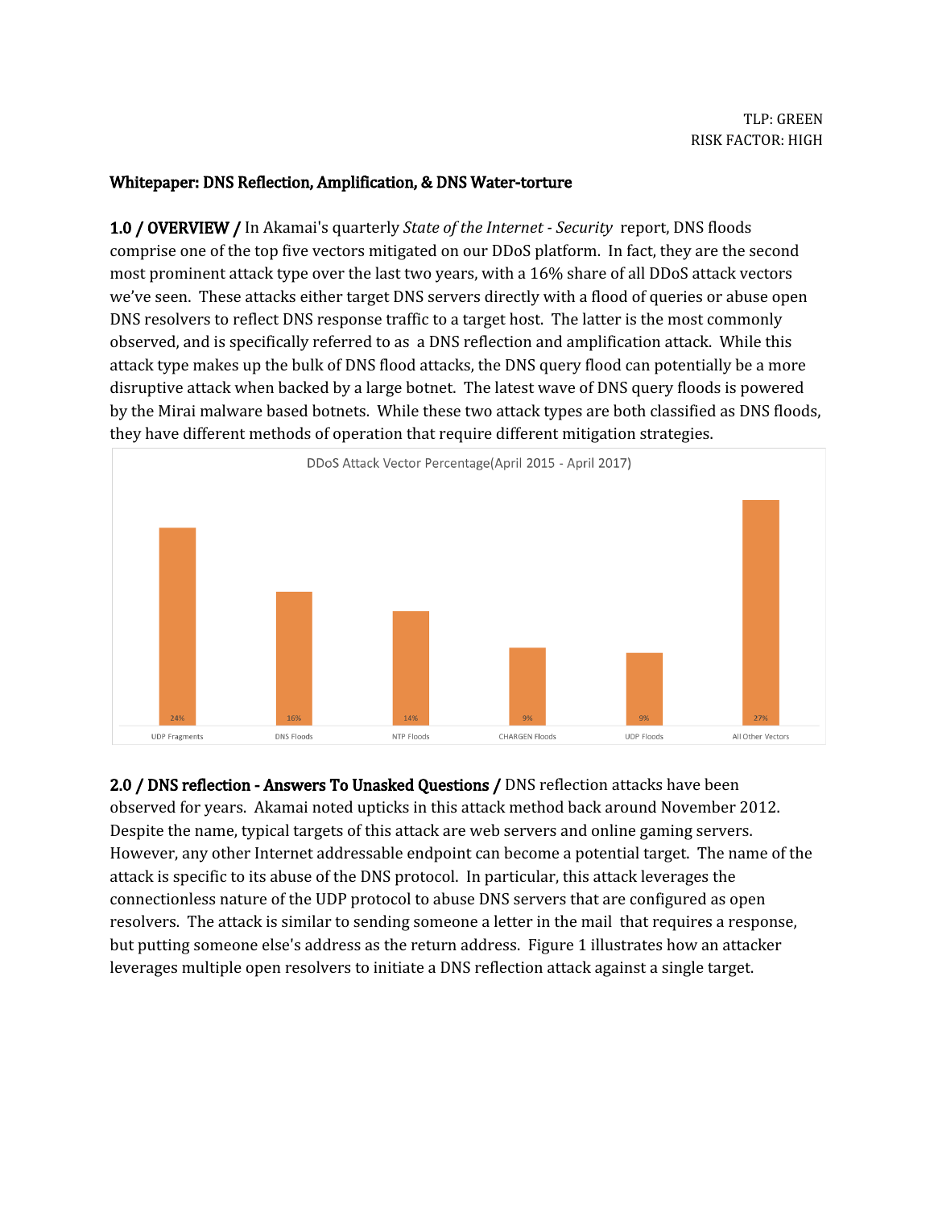TLP: GREEN
RISK FACTOR: HIGH

# Whitepaper: DNS Reflection, Amplification, & DNS Water-torture

**1.0 / OVERVIEW /** In Akamai's quarterly *State of the Internet - Security* report, DNS floods comprise one of the top five vectors mitigated on our DDoS platform. In fact, they are the second most prominent attack type over the last two years, with a 16% share of all DDoS attack vectors we've seen. These attacks either target DNS servers directly with a flood of queries or abuse open DNS resolvers to reflect DNS response traffic to a target host. The latter is the most commonly observed, and is specifically referred to as a DNS reflection and amplification attack. While this attack type makes up the bulk of DNS flood attacks, the DNS query flood can potentially be a more disruptive attack when backed by a large botnet. The latest wave of DNS query floods is powered by the Mirai malware based botnets. While these two attack types are both classified as DNS floods, they have different methods of operation that require different mitigation strategies.

DDoS Attack Vector Percentage(April 2015 - April 2017)

| UDP Fragments | DNS Floods | NTP Floods | CHARGEN Floods | UDP Floods | All Other Vectors |
|---|---|---|---|---|---|
| 24% | 16% | 14% | 9% | 9% | 27% |

**2.0 / DNS reflection - Answers To Unasked Questions /** DNS reflection attacks have been observed for years. Akamai noted upticks in this attack method back around November 2012. Despite the name, typical targets of this attack are web servers and online gaming servers. However, any other Internet addressable endpoint can become a potential target. The name of the attack is specific to its abuse of the DNS protocol. In particular, this attack leverages the connectionless nature of the UDP protocol to abuse DNS servers that are configured as open resolvers. The attack is similar to sending someone a letter in the mail that requires a response, but putting someone else's address as the return address. Figure 1 illustrates how an attacker leverages multiple open resolvers to initiate a DNS reflection attack against a single target.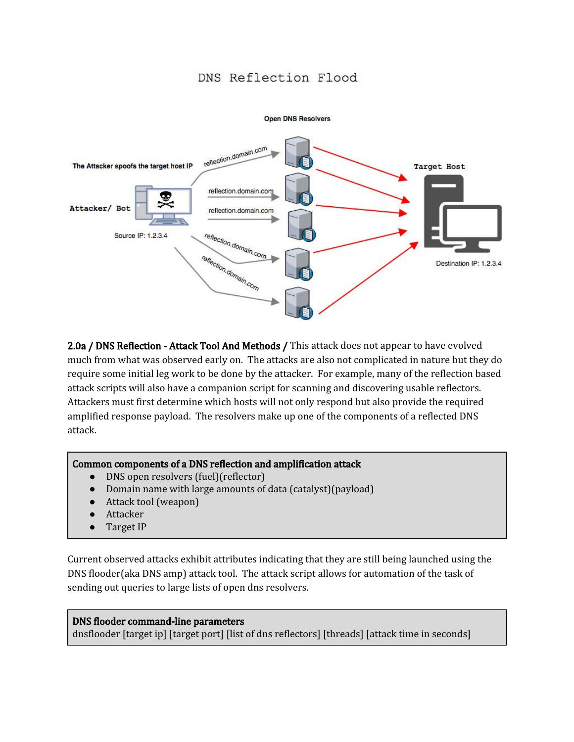2.0a / DNS Reflection - Attack Tool And Methods / This attack does not appear to have evolved much from what was observed early on. The attacks are also not complicated in nature but they do require some initial leg work to be done by the attacker. For example, many of the reflection based attack scripts will also have a companion script for scanning and discovering usable reflectors. Attackers must first determine which hosts will not only respond but also provide the required amplified response payload. The resolvers make up one of the components of a reflected DNS attack.

**Common components of a DNS reflection and amplification attack**

- DNS open resolvers (fuel)(reflector)
- Domain name with large amounts of data (catalyst)(payload)
- Attack tool (weapon)
- Attacker
- Target IP

Current observed attacks exhibit attributes indicating that they are still being launched using the DNS flooder(aka DNS amp) attack tool. The attack script allows for automation of the task of sending out queries to large lists of open dns resolvers.

**DNS flooder command-line parameters**

```
dnsflooder [target ip] [target port] [list of dns reflectors] [threads] [attack time in seconds]
```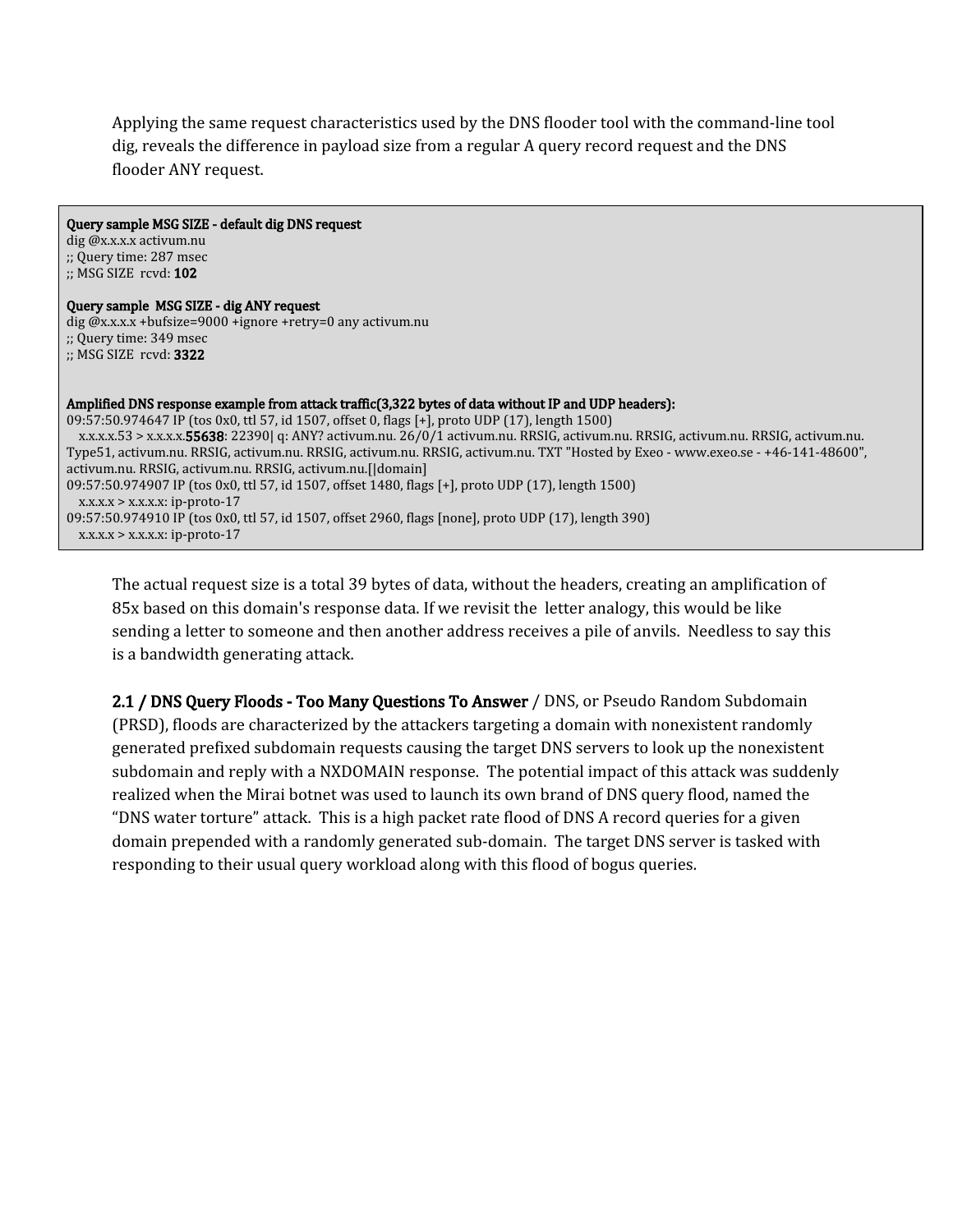Applying the same request characteristics used by the DNS flooder tool with the command-line tool dig, reveals the difference in payload size from a regular A query record request and the DNS flooder ANY request.

**Query sample MSG SIZE - default dig DNS request**

```
dig @x.x.x.x activum.nu
;; Query time: 287 msec
;; MSG SIZE  rcvd: 102
```

**Query sample MSG SIZE - dig ANY request**

```
dig @x.x.x.x +bufsize=9000 +ignore +retry=0 any activum.nu
;; Query time: 349 msec
;; MSG SIZE  rcvd: 3322
```

**Amplified DNS response example from attack traffic(3,322 bytes of data without IP and UDP headers):**

```
09:57:50.974647 IP (tos 0x0, ttl 57, id 1507, offset 0, flags [+], proto UDP (17), length 1500)
   x.x.x.x.53 > x.x.x.x.55638: 22390| q: ANY? activum.nu. 26/0/1 activum.nu. RRSIG, activum.nu. RRSIG, activum.nu. RRSIG, activum.nu. Type51, activum.nu. RRSIG, activum.nu. RRSIG, activum.nu. RRSIG, activum.nu. TXT "Hosted by Exeo - www.exeo.se - +46-141-48600", activum.nu. RRSIG, activum.nu. RRSIG, activum.nu.[|domain]
09:57:50.974907 IP (tos 0x0, ttl 57, id 1507, offset 1480, flags [+], proto UDP (17), length 1500)
   x.x.x.x > x.x.x.x: ip-proto-17
09:57:50.974910 IP (tos 0x0, ttl 57, id 1507, offset 2960, flags [none], proto UDP (17), length 390)
   x.x.x.x > x.x.x.x: ip-proto-17
```

The actual request size is a total 39 bytes of data, without the headers, creating an amplification of 85x based on this domain's response data. If we revisit the letter analogy, this would be like sending a letter to someone and then another address receives a pile of anvils. Needless to say this is a bandwidth generating attack.

**2.1 / DNS Query Floods - Too Many Questions To Answer** / DNS, or Pseudo Random Subdomain (PRSD), floods are characterized by the attackers targeting a domain with nonexistent randomly generated prefixed subdomain requests causing the target DNS servers to look up the nonexistent subdomain and reply with a NXDOMAIN response. The potential impact of this attack was suddenly realized when the Mirai botnet was used to launch its own brand of DNS query flood, named the "DNS water torture" attack. This is a high packet rate flood of DNS A record queries for a given domain prepended with a randomly generated sub-domain. The target DNS server is tasked with responding to their usual query workload along with this flood of bogus queries.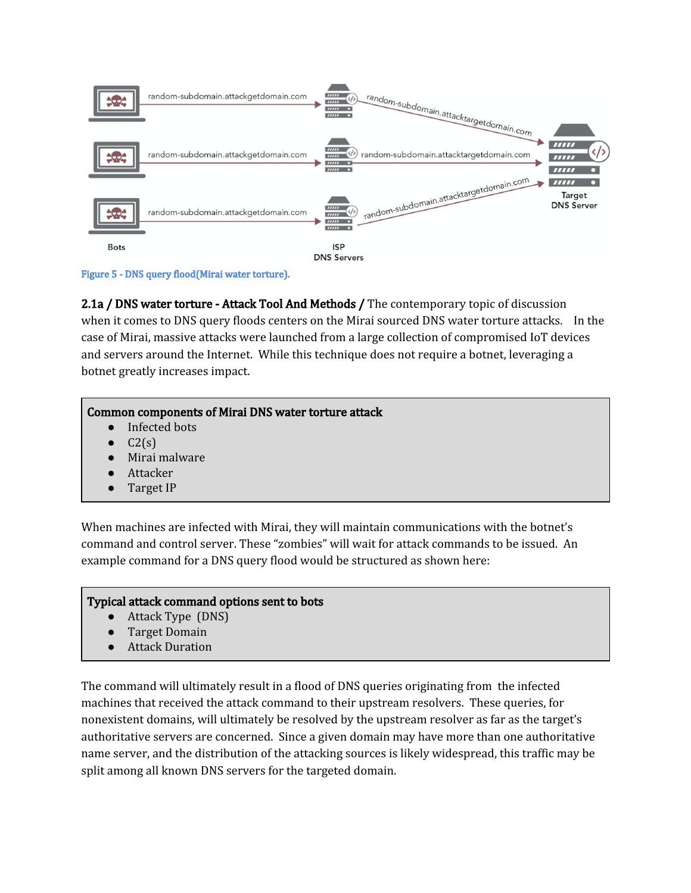Figure 5 - DNS query flood(Mirai water torture).

**2.1a / DNS water torture - Attack Tool And Methods /** The contemporary topic of discussion when it comes to DNS query floods centers on the Mirai sourced DNS water torture attacks. In the case of Mirai, massive attacks were launched from a large collection of compromised IoT devices and servers around the Internet. While this technique does not require a botnet, leveraging a botnet greatly increases impact.

**Common components of Mirai DNS water torture attack**

- Infected bots
- C2(s)
- Mirai malware
- Attacker
- Target IP

When machines are infected with Mirai, they will maintain communications with the botnet's command and control server. These "zombies" will wait for attack commands to be issued. An example command for a DNS query flood would be structured as shown here:

**Typical attack command options sent to bots**

- Attack Type (DNS)
- Target Domain
- Attack Duration

The command will ultimately result in a flood of DNS queries originating from the infected machines that received the attack command to their upstream resolvers. These queries, for nonexistent domains, will ultimately be resolved by the upstream resolver as far as the target's authoritative servers are concerned. Since a given domain may have more than one authoritative name server, and the distribution of the attacking sources is likely widespread, this traffic may be split among all known DNS servers for the targeted domain.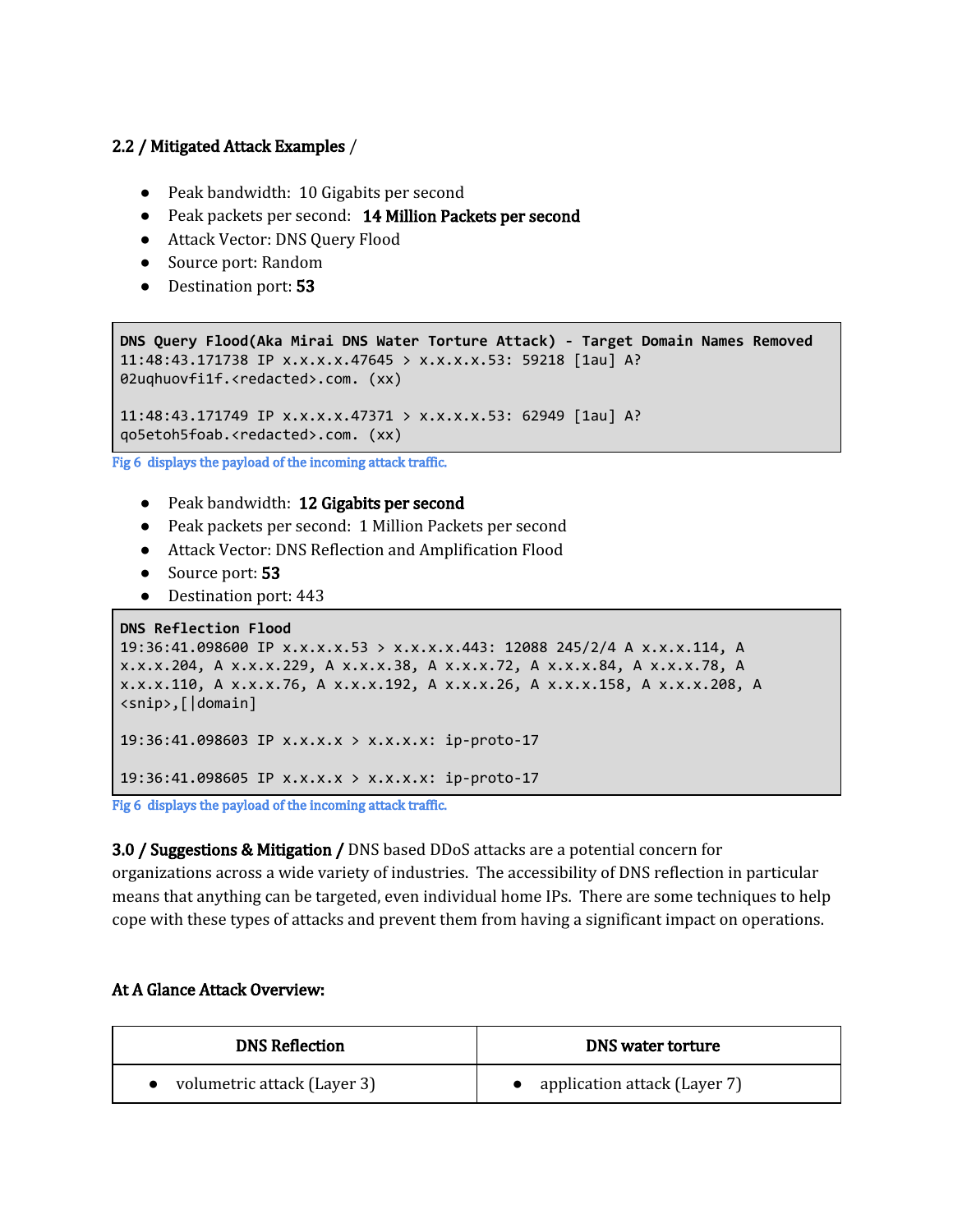### 2.2 / Mitigated Attack Examples /

- Peak bandwidth: 10 Gigabits per second
- Peak packets per second: **14 Million Packets per second**
- Attack Vector: DNS Query Flood
- Source port: Random
- Destination port: **53**

```
DNS Query Flood(Aka Mirai DNS Water Torture Attack) - Target Domain Names Removed
11:48:43.171738 IP x.x.x.x.47645 > x.x.x.x.53: 59218 [1au] A?
02uqhuovfi1f.<redacted>.com. (xx)

11:48:43.171749 IP x.x.x.x.47371 > x.x.x.x.53: 62949 [1au] A?
qo5etoh5foab.<redacted>.com. (xx)
```

Fig 6 displays the payload of the incoming attack traffic.

- Peak bandwidth: **12 Gigabits per second**
- Peak packets per second: 1 Million Packets per second
- Attack Vector: DNS Reflection and Amplification Flood
- Source port: **53**
- Destination port: 443

```
DNS Reflection Flood
19:36:41.098600 IP x.x.x.x.53 > x.x.x.x.443: 12088 245/2/4 A x.x.x.114, A
x.x.x.204, A x.x.x.229, A x.x.x.38, A x.x.x.72, A x.x.x.84, A x.x.x.78, A
x.x.x.110, A x.x.x.76, A x.x.x.192, A x.x.x.26, A x.x.x.158, A x.x.x.208, A
<snip>,[|domain]

19:36:41.098603 IP x.x.x.x > x.x.x.x: ip-proto-17

19:36:41.098605 IP x.x.x.x > x.x.x.x: ip-proto-17
```

Fig 6 displays the payload of the incoming attack traffic.

**3.0 / Suggestions & Mitigation /** DNS based DDoS attacks are a potential concern for organizations across a wide variety of industries. The accessibility of DNS reflection in particular means that anything can be targeted, even individual home IPs. There are some techniques to help cope with these types of attacks and prevent them from having a significant impact on operations.

**At A Glance Attack Overview:**

| DNS Reflection | DNS water torture |
| --- | --- |
| • volumetric attack (Layer 3) | • application attack (Layer 7) |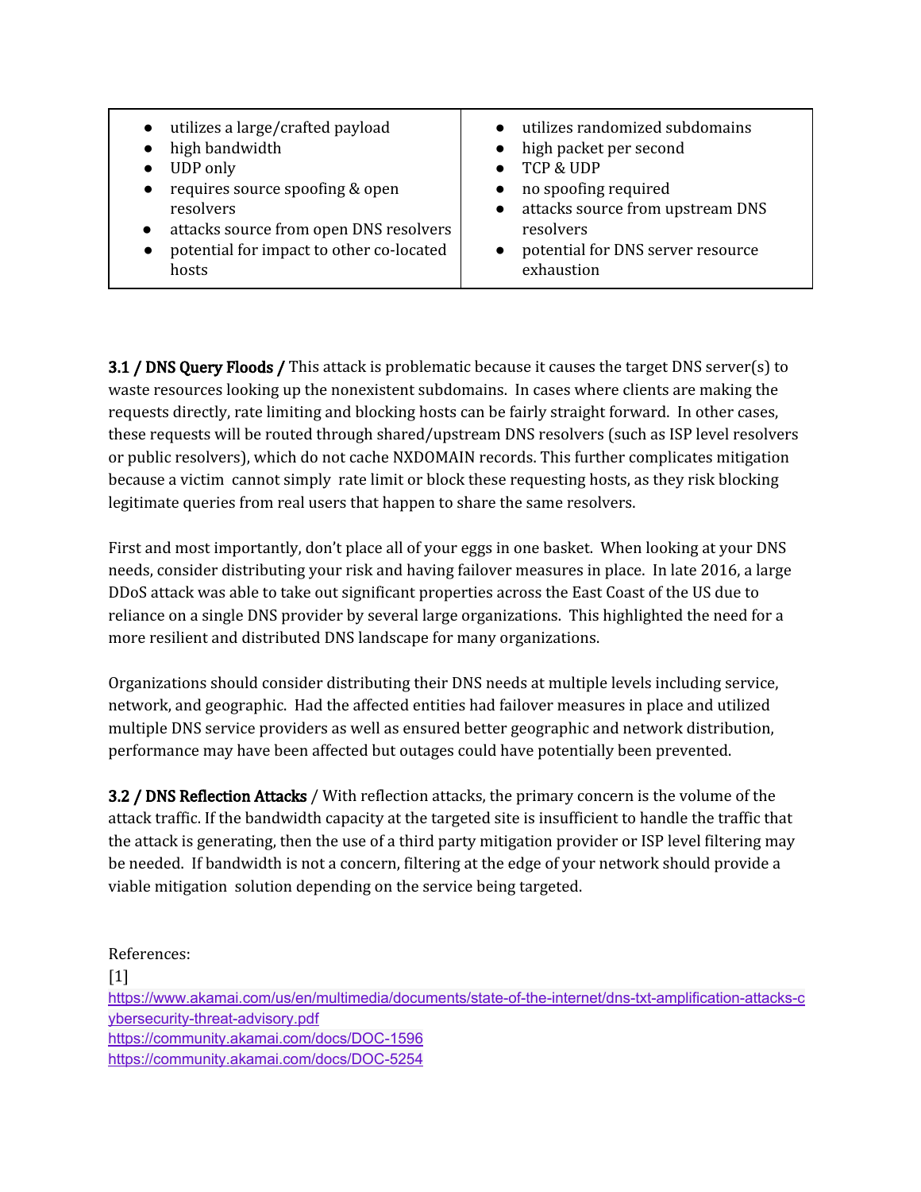| | |
|---|---|
| <ul><li>utilizes a large/crafted payload</li><li>high bandwidth</li><li>UDP only</li><li>requires source spoofing & open resolvers</li><li>attacks source from open DNS resolvers</li><li>potential for impact to other co-located hosts</li></ul> | <ul><li>utilizes randomized subdomains</li><li>high packet per second</li><li>TCP & UDP</li><li>no spoofing required</li><li>attacks source from upstream DNS resolvers</li><li>potential for DNS server resource exhaustion</li></ul> |

**3.1 / DNS Query Floods /** This attack is problematic because it causes the target DNS server(s) to waste resources looking up the nonexistent subdomains. In cases where clients are making the requests directly, rate limiting and blocking hosts can be fairly straight forward. In other cases, these requests will be routed through shared/upstream DNS resolvers (such as ISP level resolvers or public resolvers), which do not cache NXDOMAIN records. This further complicates mitigation because a victim cannot simply rate limit or block these requesting hosts, as they risk blocking legitimate queries from real users that happen to share the same resolvers.

First and most importantly, don't place all of your eggs in one basket. When looking at your DNS needs, consider distributing your risk and having failover measures in place. In late 2016, a large DDoS attack was able to take out significant properties across the East Coast of the US due to reliance on a single DNS provider by several large organizations. This highlighted the need for a more resilient and distributed DNS landscape for many organizations.

Organizations should consider distributing their DNS needs at multiple levels including service, network, and geographic. Had the affected entities had failover measures in place and utilized multiple DNS service providers as well as ensured better geographic and network distribution, performance may have been affected but outages could have potentially been prevented.

**3.2 / DNS Reflection Attacks** / With reflection attacks, the primary concern is the volume of the attack traffic. If the bandwidth capacity at the targeted site is insufficient to handle the traffic that the attack is generating, then the use of a third party mitigation provider or ISP level filtering may be needed. If bandwidth is not a concern, filtering at the edge of your network should provide a viable mitigation solution depending on the service being targeted.

References:

[1]
https://www.akamai.com/us/en/multimedia/documents/state-of-the-internet/dns-txt-amplification-attacks-cybersecurity-threat-advisory.pdf
https://community.akamai.com/docs/DOC-1596
https://community.akamai.com/docs/DOC-5254